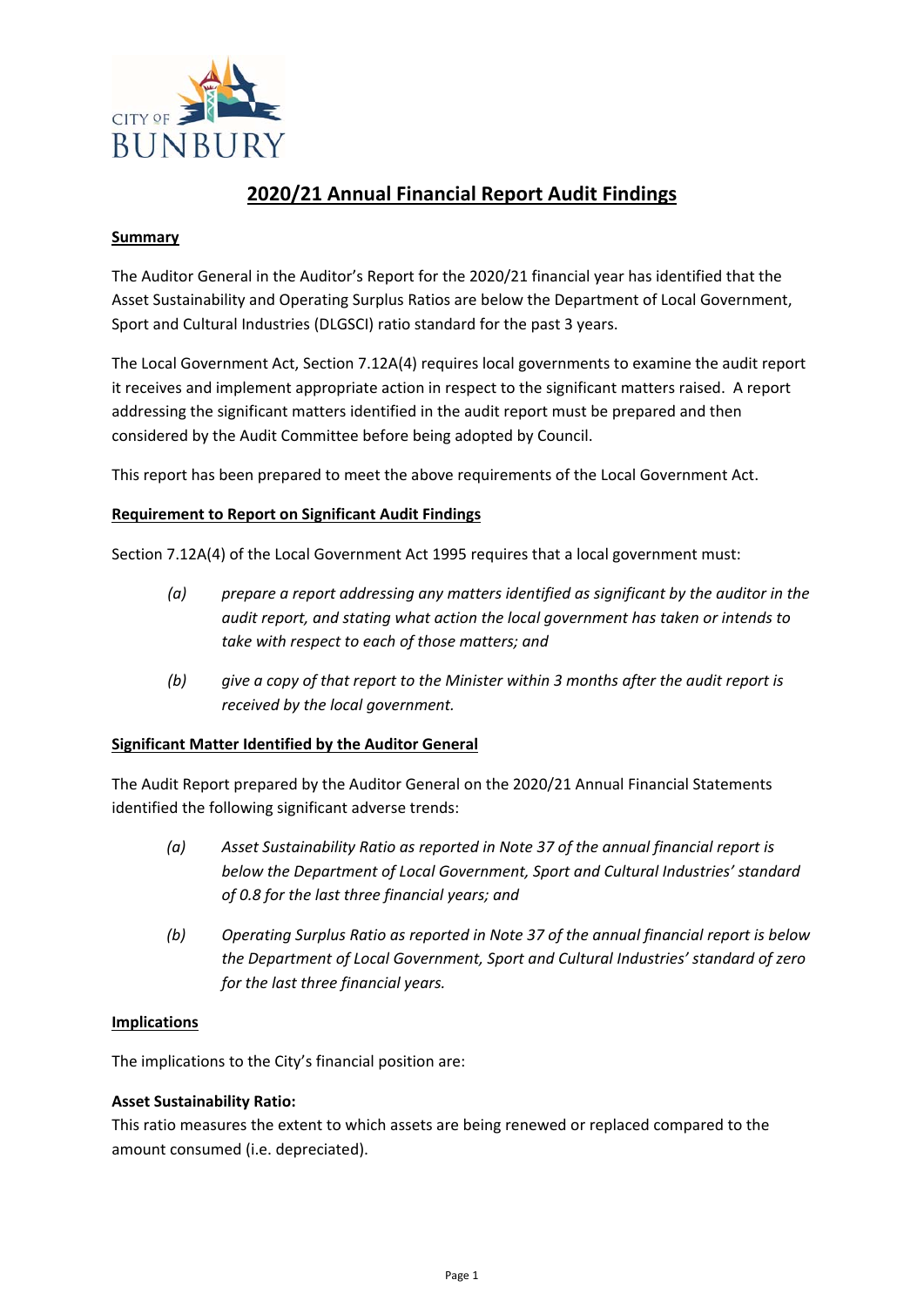# 2020/21 Annual Financial Report Audit Findings

## Summary

The Auditor General in the Auditor's Report for the 2020/21 financial year has identified that the Asset Sustainability and Operating Surplus Ratios are below the Department of Local Government, Sport and Cultural Industries (DLGSCI) ratio standard for the past 3 years.

The Local Government Act, Section 7.12A(4) requires local governments to examine the audit report it receives and implement appropriate action in respect to the significant matters raised. A report addressing the significant matters identified in the audit report must be prepared and then considered by the Audit Committee before being adopted by Council.

This report has been prepared to meet the above requirements of the Local Government Act.

## Requirement to Report on Significant Audit Findings

Section 7.12A(4) of the Local Government Act 1995 requires that a local government must:

*(a)* *prepare a report addressing any matters identified as significant by the auditor in the audit report, and stating what action the local government has taken or intends to take with respect to each of those matters; and*

*(b)* *give a copy of that report to the Minister within 3 months after the audit report is received by the local government.*

## Significant Matter Identified by the Auditor General

The Audit Report prepared by the Auditor General on the 2020/21 Annual Financial Statements identified the following significant adverse trends:

*(a)* *Asset Sustainability Ratio as reported in Note 37 of the annual financial report is below the Department of Local Government, Sport and Cultural Industries' standard of 0.8 for the last three financial years; and*

*(b)* *Operating Surplus Ratio as reported in Note 37 of the annual financial report is below the Department of Local Government, Sport and Cultural Industries' standard of zero for the last three financial years.*

## Implications

The implications to the City's financial position are:

**Asset Sustainability Ratio:**
This ratio measures the extent to which assets are being renewed or replaced compared to the amount consumed (i.e. depreciated).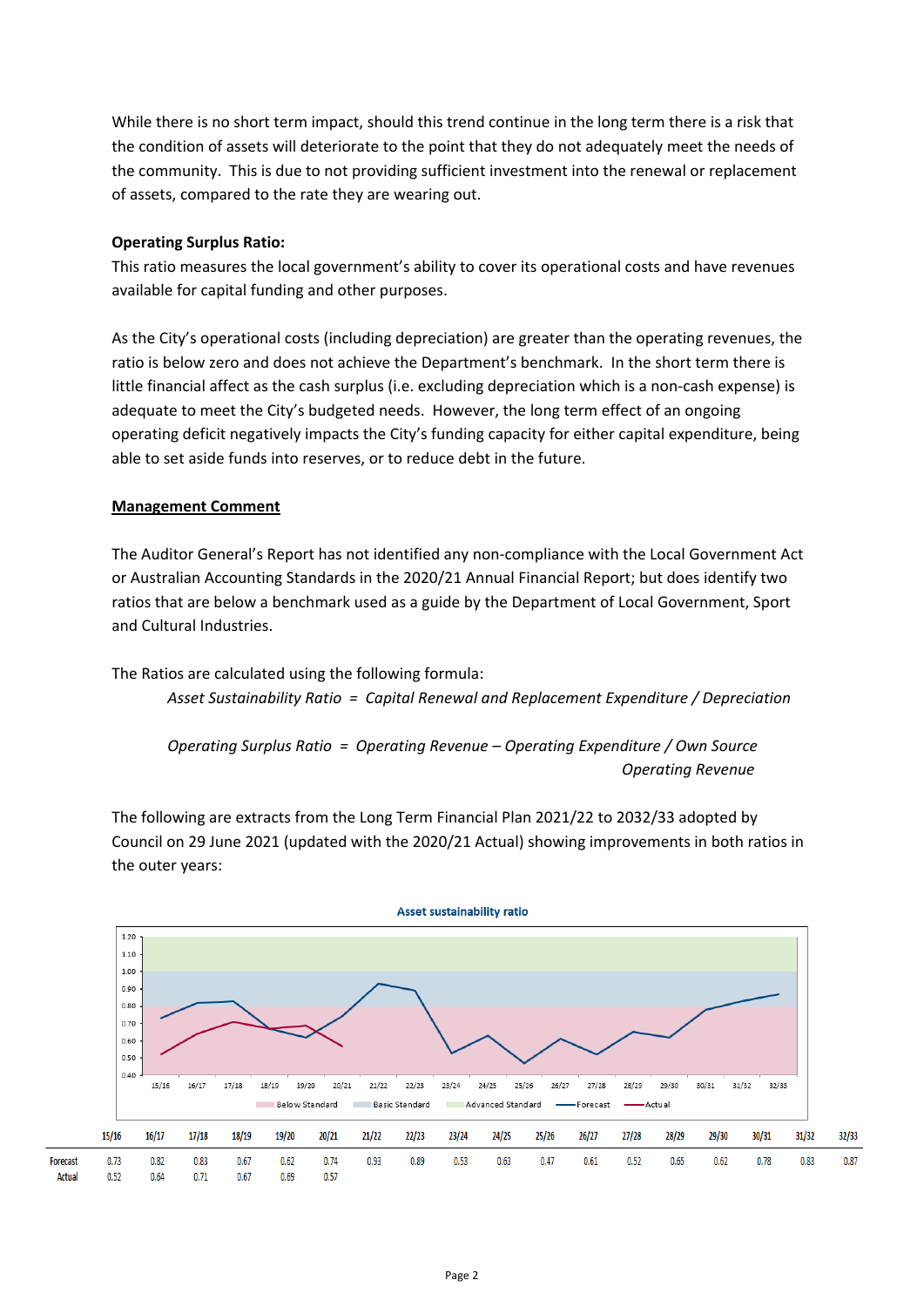While there is no short term impact, should this trend continue in the long term there is a risk that the condition of assets will deteriorate to the point that they do not adequately meet the needs of the community. This is due to not providing sufficient investment into the renewal or replacement of assets, compared to the rate they are wearing out.

**Operating Surplus Ratio:**
This ratio measures the local government's ability to cover its operational costs and have revenues available for capital funding and other purposes.

As the City's operational costs (including depreciation) are greater than the operating revenues, the ratio is below zero and does not achieve the Department's benchmark. In the short term there is little financial affect as the cash surplus (i.e. excluding depreciation which is a non-cash expense) is adequate to meet the City's budgeted needs. However, the long term effect of an ongoing operating deficit negatively impacts the City's funding capacity for either capital expenditure, being able to set aside funds into reserves, or to reduce debt in the future.

**Management Comment**

The Auditor General's Report has not identified any non-compliance with the Local Government Act or Australian Accounting Standards in the 2020/21 Annual Financial Report; but does identify two ratios that are below a benchmark used as a guide by the Department of Local Government, Sport and Cultural Industries.

The Ratios are calculated using the following formula:

*Asset Sustainability Ratio = Capital Renewal and Replacement Expenditure / Depreciation*

*Operating Surplus Ratio = Operating Revenue – Operating Expenditure / Own Source Operating Revenue*

The following are extracts from the Long Term Financial Plan 2021/22 to 2032/33 adopted by Council on 29 June 2021 (updated with the 2020/21 Actual) showing improvements in both ratios in the outer years:

**Asset sustainability ratio**

|  | 15/16 | 16/17 | 17/18 | 18/19 | 19/20 | 20/21 | 21/22 | 22/23 | 23/24 | 24/25 | 25/26 | 26/27 | 27/28 | 28/29 | 29/30 | 30/31 | 31/32 | 32/33 |
|---|---|---|---|---|---|---|---|---|---|---|---|---|---|---|---|---|---|---|
| Forecast | 0.73 | 0.82 | 0.83 | 0.67 | 0.62 | 0.74 | 0.93 | 0.89 | 0.53 | 0.63 | 0.47 | 0.61 | 0.52 | 0.65 | 0.62 | 0.78 | 0.83 | 0.87 |
| Actual | 0.52 | 0.64 | 0.71 | 0.67 | 0.69 | 0.57 | | | | | | | | | | | | |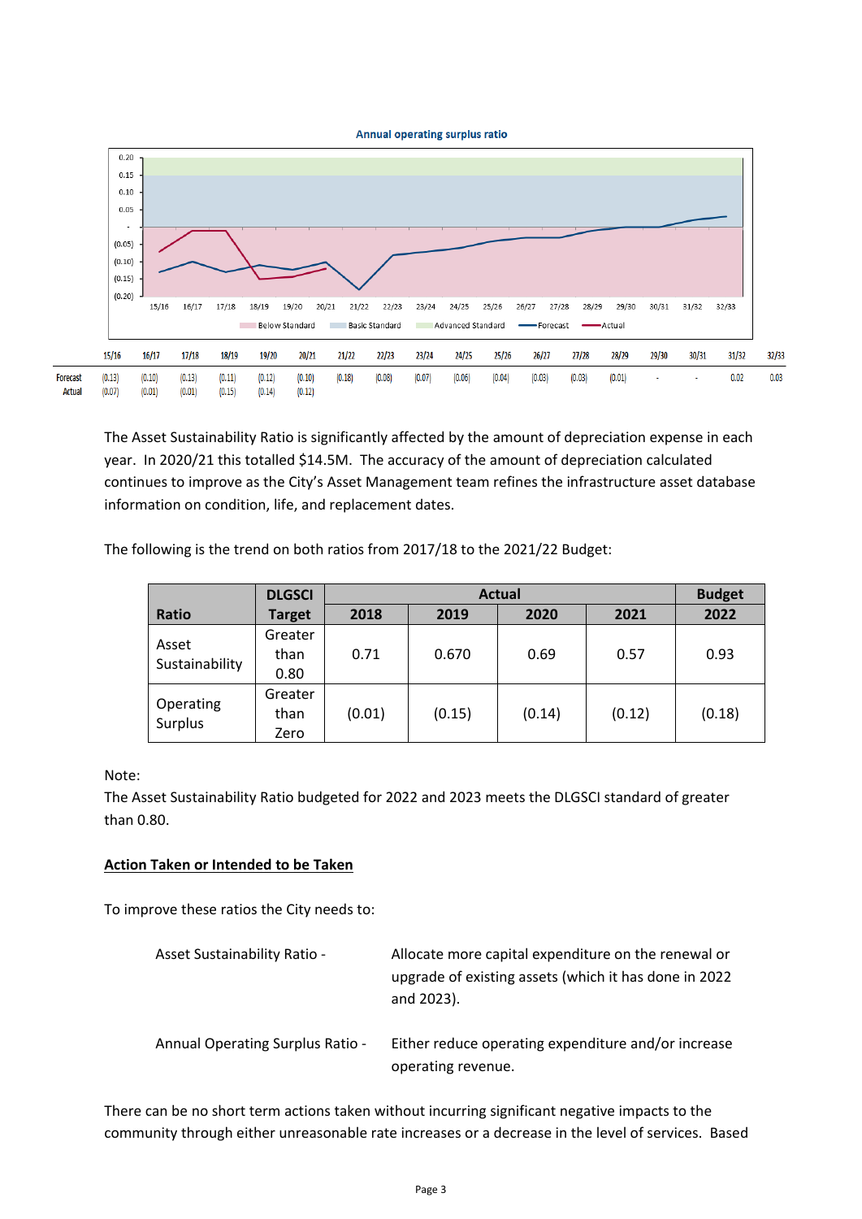Annual operating surplus ratio

| | 15/16 | 16/17 | 17/18 | 18/19 | 19/20 | 20/21 | 21/22 | 22/23 | 23/24 | 24/25 | 25/26 | 26/27 | 27/28 | 28/29 | 29/30 | 30/31 | 31/32 | 32/33 |
|---|---|---|---|---|---|---|---|---|---|---|---|---|---|---|---|---|---|---|
| Forecast | (0.13) | (0.10) | (0.13) | (0.11) | (0.12) | (0.10) | (0.18) | (0.08) | (0.07) | (0.06) | (0.04) | (0.03) | (0.03) | (0.01) | - | - | 0.02 | 0.03 |
| Actual | (0.07) | (0.01) | (0.01) | (0.15) | (0.14) | (0.12) | | | | | | | | | | | | |

The Asset Sustainability Ratio is significantly affected by the amount of depreciation expense in each year. In 2020/21 this totalled $14.5M. The accuracy of the amount of depreciation calculated continues to improve as the City's Asset Management team refines the infrastructure asset database information on condition, life, and replacement dates.

The following is the trend on both ratios from 2017/18 to the 2021/22 Budget:

| Ratio | DLGSCI Target | Actual | | | | Budget |
|---|---|---|---|---|---|---|
| | | 2018 | 2019 | 2020 | 2021 | 2022 |
| Asset Sustainability | Greater than 0.80 | 0.71 | 0.670 | 0.69 | 0.57 | 0.93 |
| Operating Surplus | Greater than Zero | (0.01) | (0.15) | (0.14) | (0.12) | (0.18) |

Note:
The Asset Sustainability Ratio budgeted for 2022 and 2023 meets the DLGSCI standard of greater than 0.80.

**Action Taken or Intended to be Taken**

To improve these ratios the City needs to:

Asset Sustainability Ratio - Allocate more capital expenditure on the renewal or upgrade of existing assets (which it has done in 2022 and 2023).

Annual Operating Surplus Ratio - Either reduce operating expenditure and/or increase operating revenue.

There can be no short term actions taken without incurring significant negative impacts to the community through either unreasonable rate increases or a decrease in the level of services. Based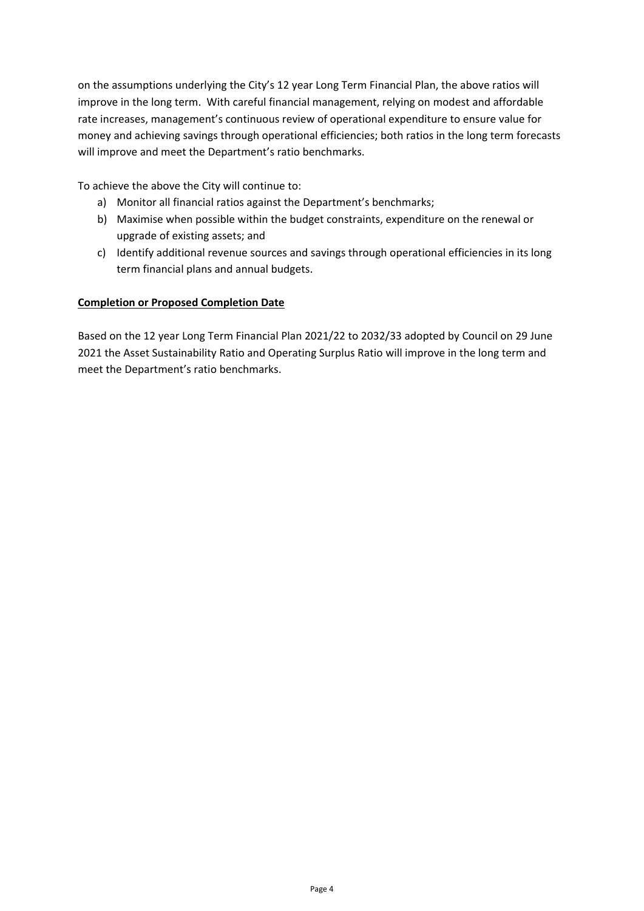on the assumptions underlying the City's 12 year Long Term Financial Plan, the above ratios will improve in the long term. With careful financial management, relying on modest and affordable rate increases, management's continuous review of operational expenditure to ensure value for money and achieving savings through operational efficiencies; both ratios in the long term forecasts will improve and meet the Department's ratio benchmarks.

To achieve the above the City will continue to:

a) Monitor all financial ratios against the Department's benchmarks;
b) Maximise when possible within the budget constraints, expenditure on the renewal or upgrade of existing assets; and
c) Identify additional revenue sources and savings through operational efficiencies in its long term financial plans and annual budgets.

**Completion or Proposed Completion Date**

Based on the 12 year Long Term Financial Plan 2021/22 to 2032/33 adopted by Council on 29 June 2021 the Asset Sustainability Ratio and Operating Surplus Ratio will improve in the long term and meet the Department's ratio benchmarks.